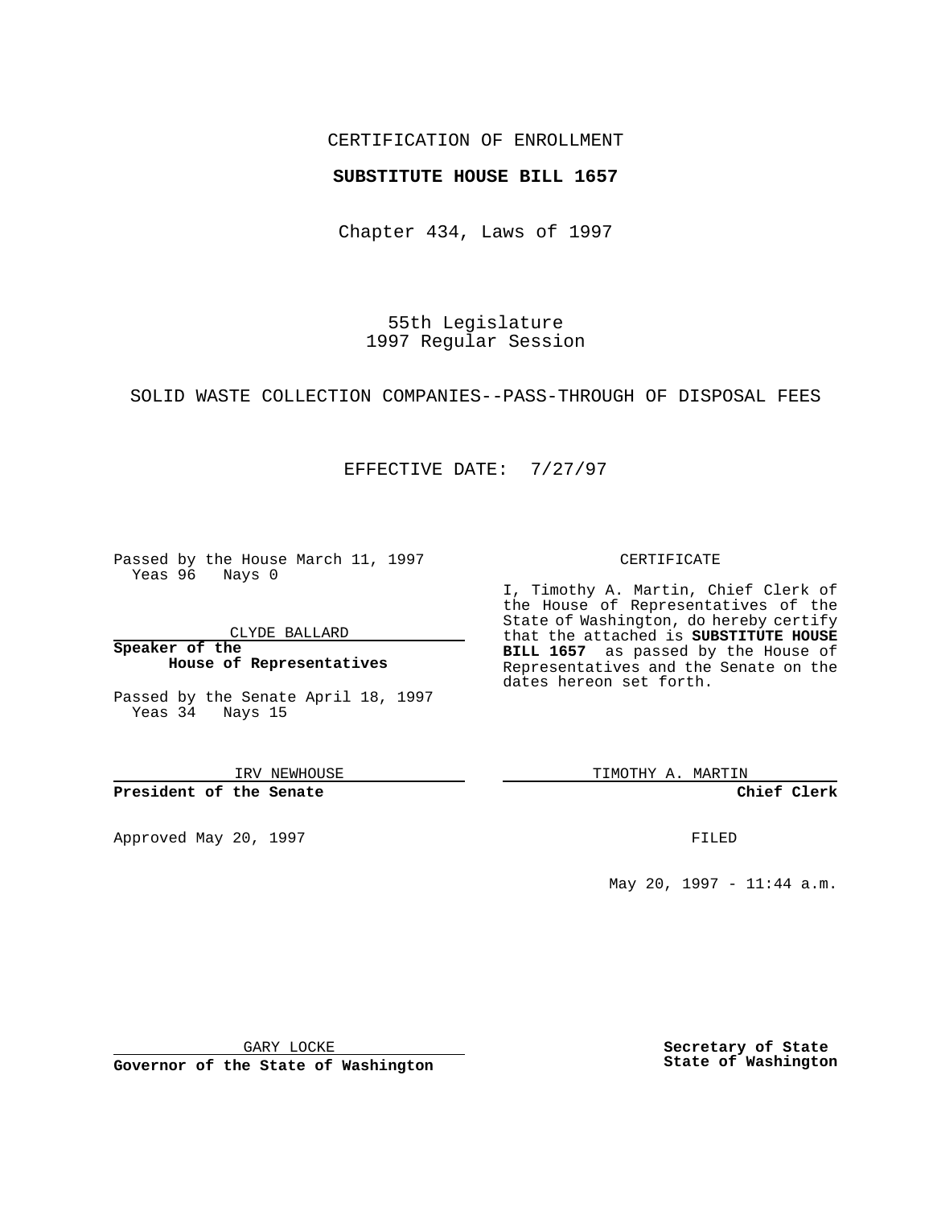CERTIFICATION OF ENROLLMENT

**SUBSTITUTE HOUSE BILL 1657**

Chapter 434, Laws of 1997

55th Legislature
1997 Regular Session

SOLID WASTE COLLECTION COMPANIES--PASS-THROUGH OF DISPOSAL FEES

EFFECTIVE DATE: 7/27/97

Passed by the House March 11, 1997
Yeas 96 Nays 0

CLYDE BALLARD

**Speaker of the House of Representatives**

Passed by the Senate April 18, 1997
Yeas 34 Nays 15

IRV NEWHOUSE

**President of the Senate**

Approved May 20, 1997

GARY LOCKE

**Governor of the State of Washington**

CERTIFICATE

I, Timothy A. Martin, Chief Clerk of the House of Representatives of the State of Washington, do hereby certify that the attached is **SUBSTITUTE HOUSE BILL 1657** as passed by the House of Representatives and the Senate on the dates hereon set forth.

TIMOTHY A. MARTIN

**Chief Clerk**

FILED

May 20, 1997 - 11:44 a.m.

**Secretary of State**
**State of Washington**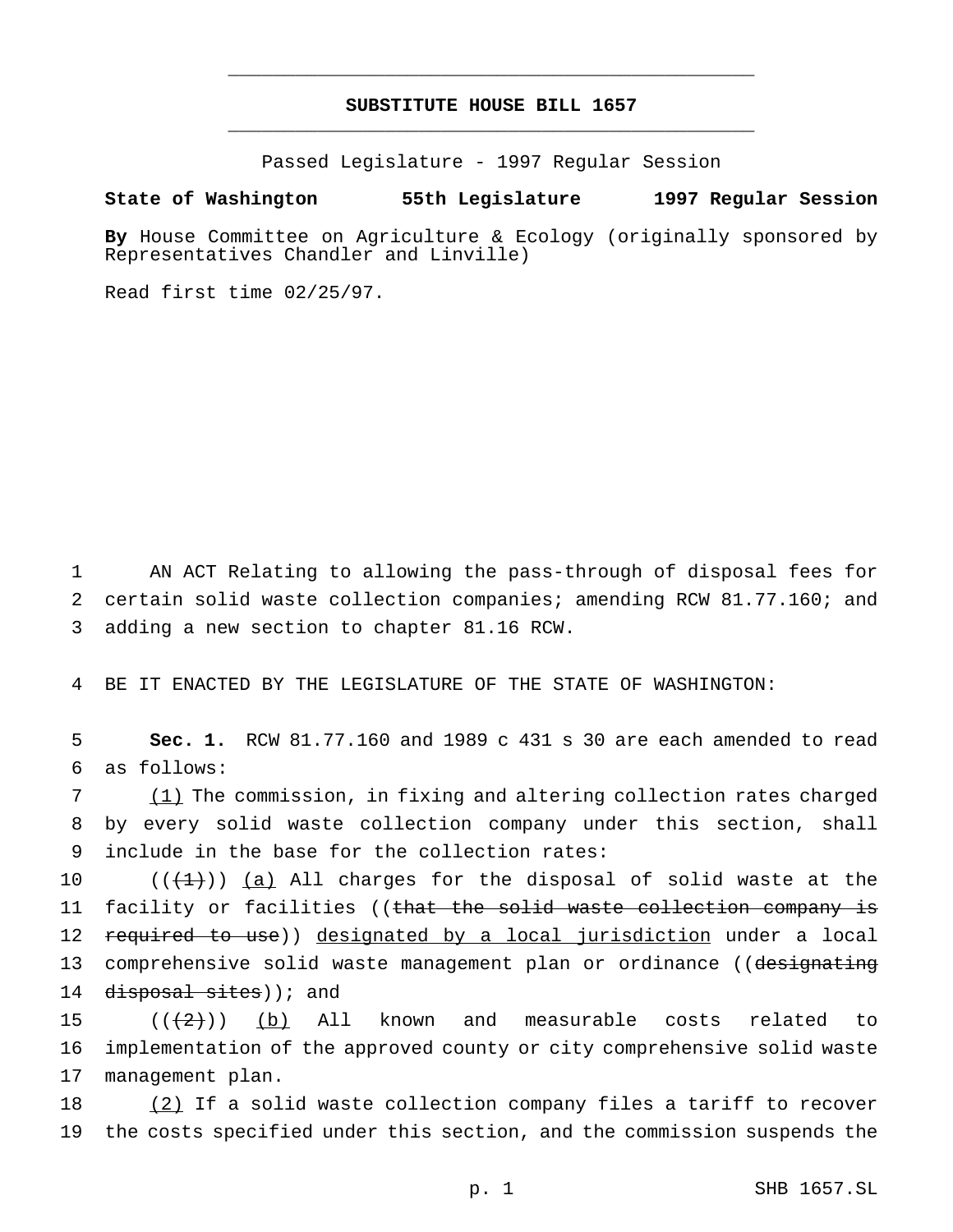# SUBSTITUTE HOUSE BILL 1657

Passed Legislature - 1997 Regular Session

**State of Washington 55th Legislature 1997 Regular Session**

**By** House Committee on Agriculture & Ecology (originally sponsored by Representatives Chandler and Linville)

Read first time 02/25/97.

1 AN ACT Relating to allowing the pass-through of disposal fees for
2 certain solid waste collection companies; amending RCW 81.77.160; and
3 adding a new section to chapter 81.16 RCW.

4 BE IT ENACTED BY THE LEGISLATURE OF THE STATE OF WASHINGTON:

5 **Sec. 1.** RCW 81.77.160 and 1989 c 431 s 30 are each amended to read
6 as follows:

7 (1) The commission, in fixing and altering collection rates charged
8 by every solid waste collection company under this section, shall
9 include in the base for the collection rates:

10 (((1))) (a) All charges for the disposal of solid waste at the
11 facility or facilities ((that the solid waste collection company is
12 required to use)) designated by a local jurisdiction under a local
13 comprehensive solid waste management plan or ordinance ((designating
14 disposal sites)); and

15 (((2))) (b) All known and measurable costs related to
16 implementation of the approved county or city comprehensive solid waste
17 management plan.

18 (2) If a solid waste collection company files a tariff to recover
19 the costs specified under this section, and the commission suspends the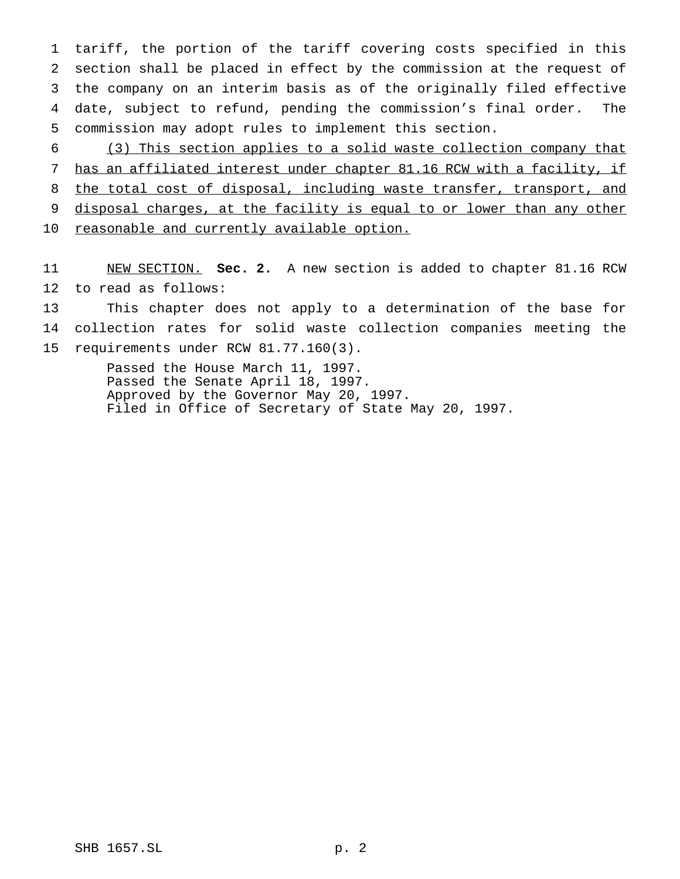tariff, the portion of the tariff covering costs specified in this section shall be placed in effect by the commission at the request of the company on an interim basis as of the originally filed effective date, subject to refund, pending the commission's final order. The commission may adopt rules to implement this section.

(3) This section applies to a solid waste collection company that has an affiliated interest under chapter 81.16 RCW with a facility, if the total cost of disposal, including waste transfer, transport, and disposal charges, at the facility is equal to or lower than any other reasonable and currently available option.

NEW SECTION. **Sec. 2.** A new section is added to chapter 81.16 RCW to read as follows:

This chapter does not apply to a determination of the base for collection rates for solid waste collection companies meeting the requirements under RCW 81.77.160(3).

Passed the House March 11, 1997.
Passed the Senate April 18, 1997.
Approved by the Governor May 20, 1997.
Filed in Office of Secretary of State May 20, 1997.